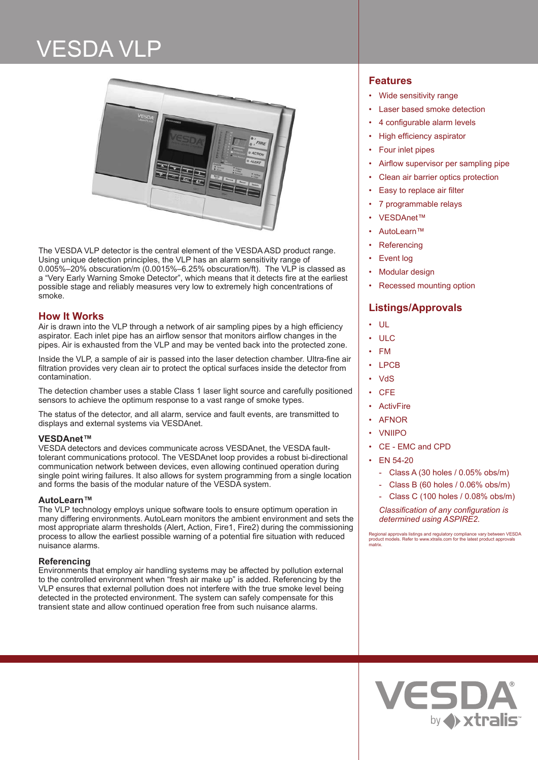# VESDA VLP

The VESDA VLP detector is the central element of the VESDA ASD product range. Using unique detection principles, the VLP has an alarm sensitivity range of 0.005%–20% obscuration/m (0.0015%–6.25% obscuration/ft). The VLP is classed as a "Very Early Warning Smoke Detector", which means that it detects fire at the earliest possible stage and reliably measures very low to extremely high concentrations of smoke.

## How It Works

Air is drawn into the VLP through a network of air sampling pipes by a high efficiency aspirator. Each inlet pipe has an airflow sensor that monitors airflow changes in the pipes. Air is exhausted from the VLP and may be vented back into the protected zone.

Inside the VLP, a sample of air is passed into the laser detection chamber. Ultra-fine air filtration provides very clean air to protect the optical surfaces inside the detector from contamination.

The detection chamber uses a stable Class 1 laser light source and carefully positioned sensors to achieve the optimum response to a vast range of smoke types.

The status of the detector, and all alarm, service and fault events, are transmitted to displays and external systems via VESDAnet.

### VESDAnet™

VESDA detectors and devices communicate across VESDAnet, the VESDA fault-tolerant communications protocol. The VESDAnet loop provides a robust bi-directional communication network between devices, even allowing continued operation during single point wiring failures. It also allows for system programming from a single location and forms the basis of the modular nature of the VESDA system.

### AutoLearn™

The VLP technology employs unique software tools to ensure optimum operation in many differing environments. AutoLearn monitors the ambient environment and sets the most appropriate alarm thresholds (Alert, Action, Fire1, Fire2) during the commissioning process to allow the earliest possible warning of a potential fire situation with reduced nuisance alarms.

### Referencing

Environments that employ air handling systems may be affected by pollution external to the controlled environment when "fresh air make up" is added. Referencing by the VLP ensures that external pollution does not interfere with the true smoke level being detected in the protected environment. The system can safely compensate for this transient state and allow continued operation free from such nuisance alarms.

## Features

- Wide sensitivity range
- Laser based smoke detection
- 4 configurable alarm levels
- High efficiency aspirator
- Four inlet pipes
- Airflow supervisor per sampling pipe
- Clean air barrier optics protection
- Easy to replace air filter
- 7 programmable relays
- VESDAnet™
- AutoLearn™
- Referencing
- Event log
- Modular design
- Recessed mounting option

## Listings/Approvals

- UL
- ULC
- FM
- LPCB
- VdS
- CFE
- ActivFire
- AFNOR
- VNIIPO
- CE - EMC and CPD
- EN 54-20
  - Class A (30 holes / 0.05% obs/m)
  - Class B (60 holes / 0.06% obs/m)
  - Class C (100 holes / 0.08% obs/m)

*Classification of any configuration is determined using ASPIRE2.*

Regional approvals listings and regulatory compliance vary between VESDA product models. Refer to www.xtralis.com for the latest product approvals matrix.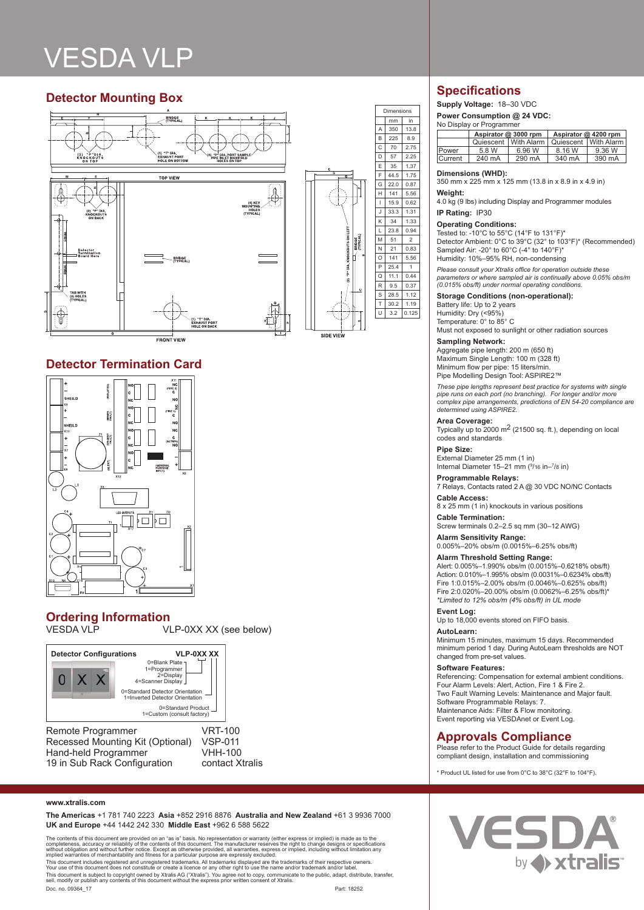# VESDA VLP

## Detector Mounting Box

| Dimensions | mm | in |
|---|---|---|
| A | 350 | 13.8 |
| B | 225 | 8.9 |
| C | 70 | 2.75 |
| D | 57 | 2.25 |
| E | 35 | 1.37 |
| F | 44.5 | 1.75 |
| G | 22.0 | 0.87 |
| H | 141 | 5.56 |
| I | 15.9 | 0.62 |
| J | 33.3 | 1.31 |
| K | 34 | 1.33 |
| L | 23.8 | 0.94 |
| M | 51 | 2 |
| N | 21 | 0.83 |
| O | 141 | 5.56 |
| P | 25.4 | 1 |
| Q | 11.1 | 0.44 |
| R | 9.5 | 0.37 |
| S | 28.5 | 1.12 |
| T | 30.2 | 1.19 |
| U | 3.2 | 0.125 |

## Detector Termination Card

## Ordering Information

VESDA VLP VLP-0XX XX (see below)

**Detector Configurations** **VLP-0XX XX**

0=Blank Plate
1=Programmer
2=Display
4=Scanner Display

0=Standard Detector Orientation
1=Inverted Detector Orientation

0=Standard Product
1=Custom (consult factory)

| | |
|---|---|
| Remote Programmer | VRT-100 |
| Recessed Mounting Kit (Optional) | VSP-011 |
| Hand-held Programmer | VHH-100 |
| 19 in Sub Rack Configuration | contact Xtralis |

## Specifications

**Supply Voltage:** 18–30 VDC

**Power Consumption @ 24 VDC:**
No Display or Programmer

| | Aspirator @ 3000 rpm | | Aspirator @ 4200 rpm | |
|---|---|---|---|---|
| | Quiescent | With Alarm | Quiescent | With Alarm |
| Power | 5.8 W | 6.96 W | 8.16 W | 9.36 W |
| Current | 240 mA | 290 mA | 340 mA | 390 mA |

**Dimensions (WHD):**
350 mm x 225 mm x 125 mm (13.8 in x 8.9 in x 4.9 in)

**Weight:**
4.0 kg (9 lbs) including Display and Programmer modules

**IP Rating:** IP30

**Operating Conditions:**
Tested to: -10°C to 55°C (14°F to 131°F)*
Detector Ambient: 0°C to 39°C (32° to 103°F)* (Recommended)
Sampled Air: -20° to 60°C (-4° to 140°F)*
Humidity: 10%–95% RH, non-condensing

*Please consult your Xtralis office for operation outside these parameters or where sampled air is continually above 0.05% obs/m (0.015% obs/ft) under normal operating conditions.*

**Storage Conditions (non-operational):**
Battery life: Up to 2 years
Humidity: Dry (<95%)
Temperature: 0° to 85° C
Must not exposed to sunlight or other radiation sources

**Sampling Network:**
Aggregate pipe length: 200 m (650 ft)
Maximum Single Length: 100 m (328 ft)
Minimum flow per pipe: 15 liters/min.
Pipe Modelling Design Tool: ASPIRE2™

*These pipe lengths represent best practice for systems with single pipe runs on each port (no branching). For longer and/or more complex pipe arrangements, predictions of EN 54-20 compliance are determined using ASPIRE2.*

**Area Coverage:**
Typically up to 2000 $m^2$ (21500 sq. ft.), depending on local codes and standards

**Pipe Size:**
External Diameter 25 mm (1 in)
Internal Diameter 15–21 mm (9/16 in–7/8 in)

**Programmable Relays:**
7 Relays, Contacts rated 2 A @ 30 VDC NO/NC Contacts

**Cable Access:**
8 x 25 mm (1 in) knockouts in various positions

**Cable Termination:**
Screw terminals 0.2–2.5 sq mm (30–12 AWG)

**Alarm Sensitivity Range:**
0.005%–20% obs/m (0.0015%–6.25% obs/ft)

**Alarm Threshold Setting Range:**
Alert: 0.005%–1.990% obs/m (0.0015%–0.6218% obs/ft)
Action: 0.010%–1.995% obs/m (0.0031%–0.6234% obs/ft)
Fire 1:0.015%–2.00% obs/m (0.0046%–0.625% obs/ft)
Fire 2:0.020%–20.00% obs/m (0.0062%–6.25% obs/ft)*
*\*Limited to 12% obs/m (4% obs/ft) in UL mode*

**Event Log:**
Up to 18,000 events stored on FIFO basis.

**AutoLearn:**
Minimum 15 minutes, maximum 15 days. Recommended minimum period 1 day. During AutoLearn thresholds are NOT changed from pre-set values.

**Software Features:**
Referencing: Compensation for external ambient conditions.
Four Alarm Levels: Alert, Action, Fire 1 & Fire 2.
Two Fault Warning Levels: Maintenance and Major fault.
Software Programmable Relays: 7.
Maintenance Aids: Filter & Flow monitoring.
Event reporting via VESDAnet or Event Log.

## Approvals Compliance

Please refer to the Product Guide for details regarding compliant design, installation and commissioning

\* Product UL listed for use from 0°C to 38°C (32°F to 104°F).

**www.xtralis.com**

**The Americas** +1 781 740 2223 **Asia** +852 2916 8876 **Australia and New Zealand** +61 3 9936 7000
**UK and Europe** +44 1442 242 330 **Middle East** +962 6 588 5622

The contents of this document are provided on an "as is" basis. No representation or warranty (either express or implied) is made as to the completeness, accuracy or reliability of the contents of this document. The manufacturer reserves the right to change designs or specifications without obligation and without further notice. Except as otherwise provided, all warranties, express or implied, including without limitation any implied warranties of merchantability and fitness for a particular purpose are expressly excluded.
This document includes registered and unregistered trademarks. All trademarks displayed are the trademarks of their respective owners. Your use of this document does not constitute or create a licence or any other right to use the name and/or trademark and/or label.
This document is subject to copyright owned by Xtralis AG ("Xtralis"). You agree not to copy, communicate to the public, adapt, distribute, transfer, sell, modify or publish any contents of this document without the express prior written consent of Xtralis.

Doc. no. 09364_17 Part: 18252

VESDA® by xtralis™